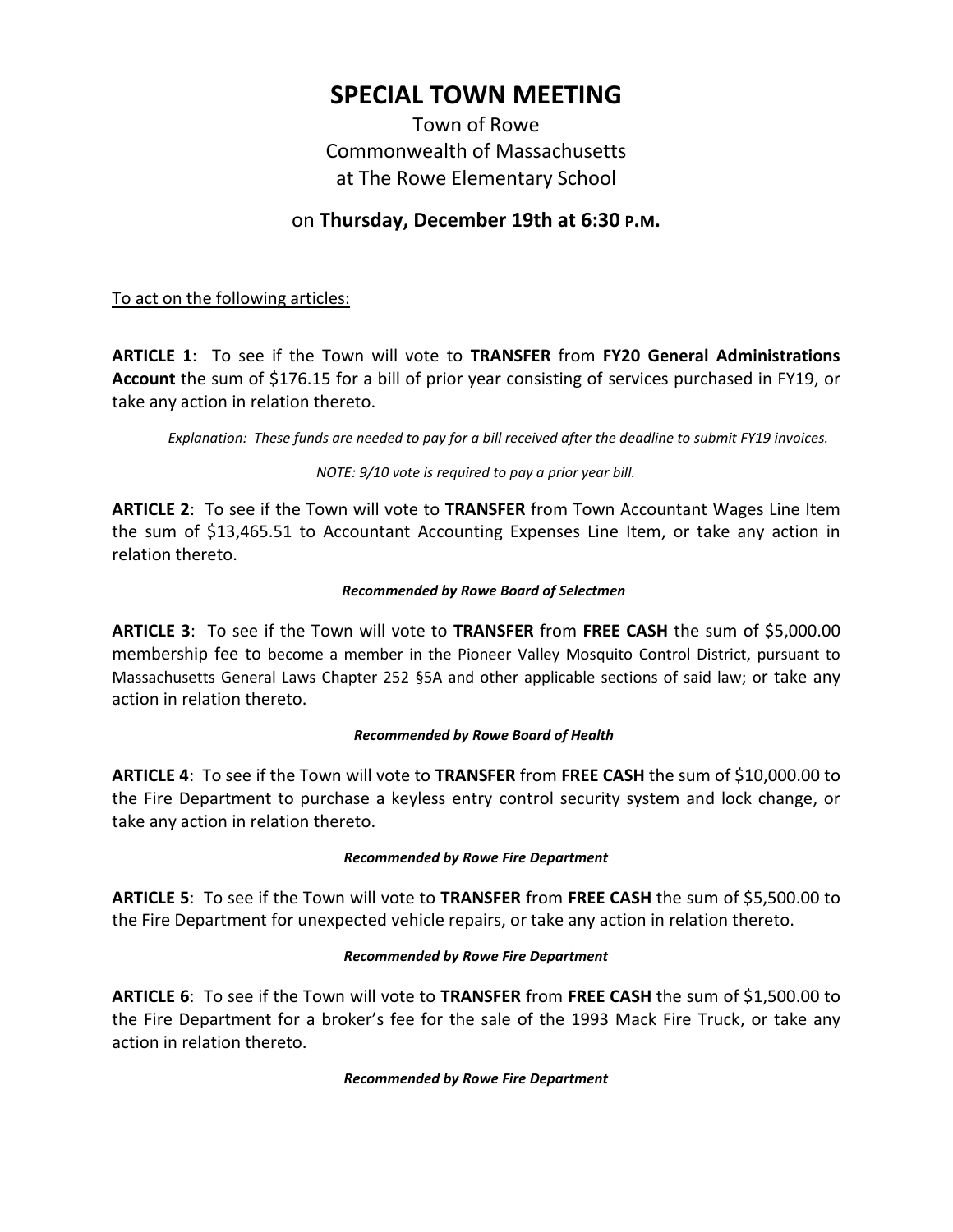# SPECIAL TOWN MEETING

Town of Rowe
Commonwealth of Massachusetts
at The Rowe Elementary School

on **Thursday, December 19th at 6:30 P.M.**

<u>To act on the following articles:</u>

**ARTICLE 1**: To see if the Town will vote to **TRANSFER** from **FY20 General Administrations Account** the sum of $176.15 for a bill of prior year consisting of services purchased in FY19, or take any action in relation thereto.

*Explanation: These funds are needed to pay for a bill received after the deadline to submit FY19 invoices.*

*NOTE: 9/10 vote is required to pay a prior year bill.*

**ARTICLE 2**: To see if the Town will vote to **TRANSFER** from Town Accountant Wages Line Item the sum of $13,465.51 to Accountant Accounting Expenses Line Item, or take any action in relation thereto.

***Recommended by Rowe Board of Selectmen***

**ARTICLE 3**: To see if the Town will vote to **TRANSFER** from **FREE CASH** the sum of $5,000.00 membership fee to become a member in the Pioneer Valley Mosquito Control District, pursuant to Massachusetts General Laws Chapter 252 §5A and other applicable sections of said law; or take any action in relation thereto.

***Recommended by Rowe Board of Health***

**ARTICLE 4**: To see if the Town will vote to **TRANSFER** from **FREE CASH** the sum of $10,000.00 to the Fire Department to purchase a keyless entry control security system and lock change, or take any action in relation thereto.

***Recommended by Rowe Fire Department***

**ARTICLE 5**: To see if the Town will vote to **TRANSFER** from **FREE CASH** the sum of $5,500.00 to the Fire Department for unexpected vehicle repairs, or take any action in relation thereto.

***Recommended by Rowe Fire Department***

**ARTICLE 6**: To see if the Town will vote to **TRANSFER** from **FREE CASH** the sum of $1,500.00 to the Fire Department for a broker's fee for the sale of the 1993 Mack Fire Truck, or take any action in relation thereto.

***Recommended by Rowe Fire Department***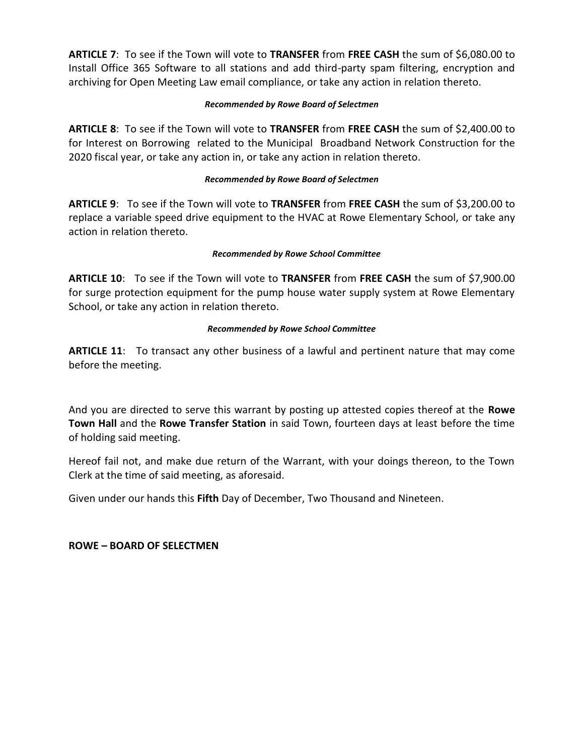**ARTICLE 7**: To see if the Town will vote to **TRANSFER** from **FREE CASH** the sum of $6,080.00 to Install Office 365 Software to all stations and add third-party spam filtering, encryption and archiving for Open Meeting Law email compliance, or take any action in relation thereto.

***Recommended by Rowe Board of Selectmen***

**ARTICLE 8**: To see if the Town will vote to **TRANSFER** from **FREE CASH** the sum of $2,400.00 to for Interest on Borrowing related to the Municipal Broadband Network Construction for the 2020 fiscal year, or take any action in, or take any action in relation thereto.

***Recommended by Rowe Board of Selectmen***

**ARTICLE 9**: To see if the Town will vote to **TRANSFER** from **FREE CASH** the sum of $3,200.00 to replace a variable speed drive equipment to the HVAC at Rowe Elementary School, or take any action in relation thereto.

***Recommended by Rowe School Committee***

**ARTICLE 10**: To see if the Town will vote to **TRANSFER** from **FREE CASH** the sum of $7,900.00 for surge protection equipment for the pump house water supply system at Rowe Elementary School, or take any action in relation thereto.

***Recommended by Rowe School Committee***

**ARTICLE 11**: To transact any other business of a lawful and pertinent nature that may come before the meeting.

And you are directed to serve this warrant by posting up attested copies thereof at the **Rowe Town Hall** and the **Rowe Transfer Station** in said Town, fourteen days at least before the time of holding said meeting.

Hereof fail not, and make due return of the Warrant, with your doings thereon, to the Town Clerk at the time of said meeting, as aforesaid.

Given under our hands this **Fifth** Day of December, Two Thousand and Nineteen.

**ROWE – BOARD OF SELECTMEN**